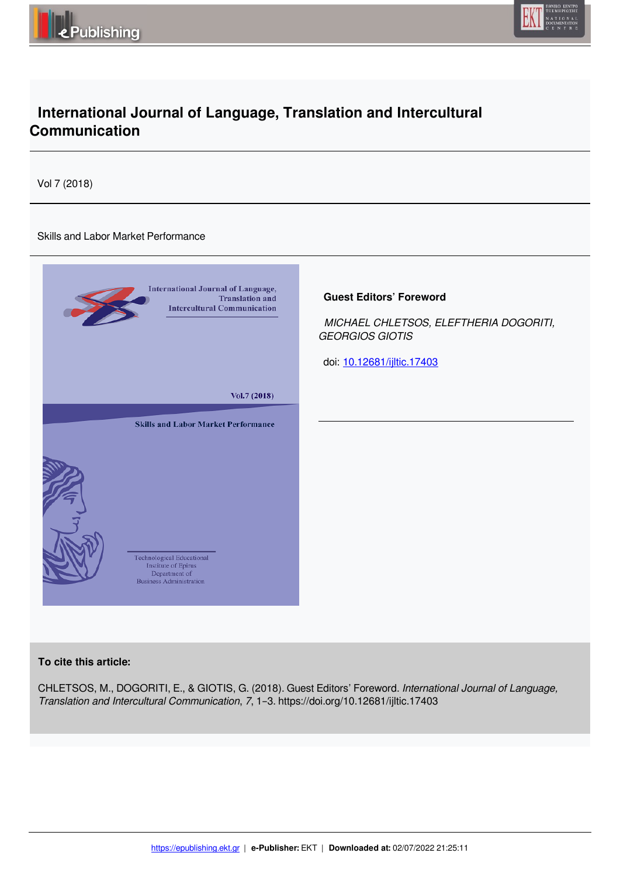# International Journal of Language, Translation and Intercultural Communication

Vol 7 (2018)

Skills and Labor Market Performance

## Guest Editors' Foreword

*MICHAEL CHLETSOS, ELEFTHERIA DOGORITI, GEORGIOS GIOTIS*

doi: [10.12681/ijltic.17403](https://doi.org/10.12681/ijltic.17403)

**To cite this article:**

CHLETSOS, M., DOGORITI, E., & GIOTIS, G. (2018). Guest Editors' Foreword. *International Journal of Language, Translation and Intercultural Communication*, *7*, 1–3. https://doi.org/10.12681/ijltic.17403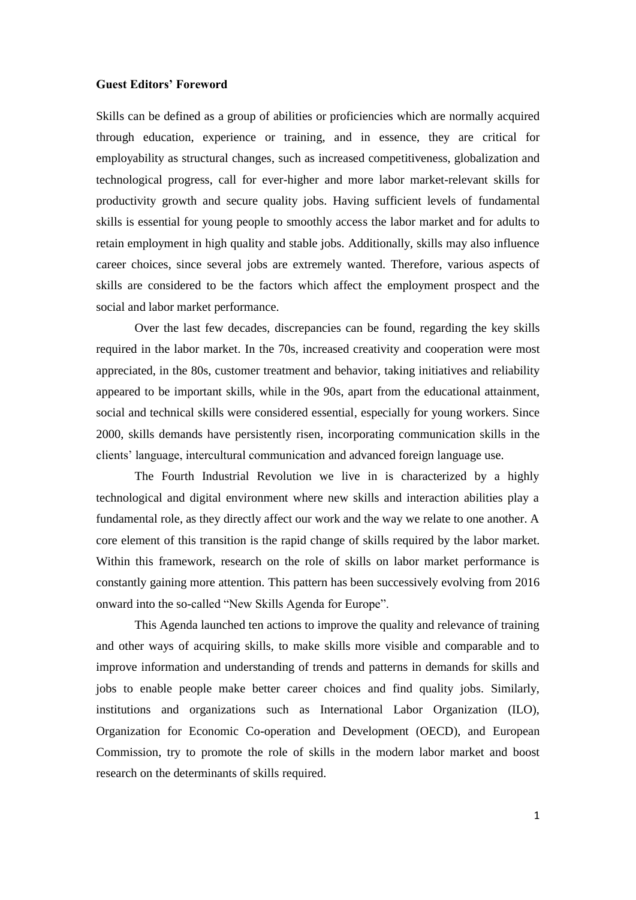**Guest Editors' Foreword**

Skills can be defined as a group of abilities or proficiencies which are normally acquired through education, experience or training, and in essence, they are critical for employability as structural changes, such as increased competitiveness, globalization and technological progress, call for ever-higher and more labor market-relevant skills for productivity growth and secure quality jobs. Having sufficient levels of fundamental skills is essential for young people to smoothly access the labor market and for adults to retain employment in high quality and stable jobs. Additionally, skills may also influence career choices, since several jobs are extremely wanted. Therefore, various aspects of skills are considered to be the factors which affect the employment prospect and the social and labor market performance.

Over the last few decades, discrepancies can be found, regarding the key skills required in the labor market. In the 70s, increased creativity and cooperation were most appreciated, in the 80s, customer treatment and behavior, taking initiatives and reliability appeared to be important skills, while in the 90s, apart from the educational attainment, social and technical skills were considered essential, especially for young workers. Since 2000, skills demands have persistently risen, incorporating communication skills in the clients' language, intercultural communication and advanced foreign language use.

The Fourth Industrial Revolution we live in is characterized by a highly technological and digital environment where new skills and interaction abilities play a fundamental role, as they directly affect our work and the way we relate to one another. A core element of this transition is the rapid change of skills required by the labor market. Within this framework, research on the role of skills on labor market performance is constantly gaining more attention. This pattern has been successively evolving from 2016 onward into the so-called "New Skills Agenda for Europe".

This Agenda launched ten actions to improve the quality and relevance of training and other ways of acquiring skills, to make skills more visible and comparable and to improve information and understanding of trends and patterns in demands for skills and jobs to enable people make better career choices and find quality jobs. Similarly, institutions and organizations such as International Labor Organization (ILO), Organization for Economic Co-operation and Development (OECD), and European Commission, try to promote the role of skills in the modern labor market and boost research on the determinants of skills required.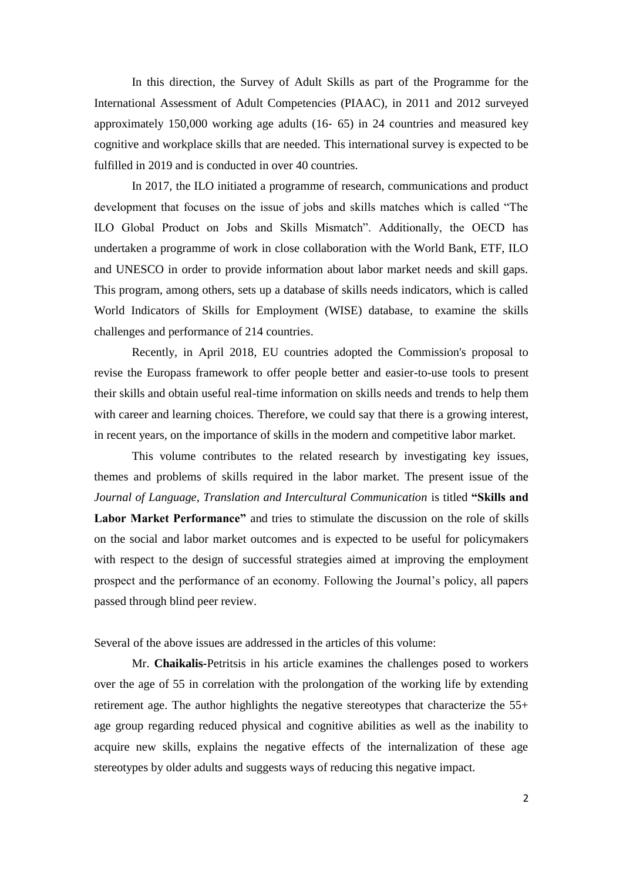In this direction, the Survey of Adult Skills as part of the Programme for the International Assessment of Adult Competencies (PIAAC), in 2011 and 2012 surveyed approximately 150,000 working age adults (16- 65) in 24 countries and measured key cognitive and workplace skills that are needed. This international survey is expected to be fulfilled in 2019 and is conducted in over 40 countries.

In 2017, the ILO initiated a programme of research, communications and product development that focuses on the issue of jobs and skills matches which is called "The ILO Global Product on Jobs and Skills Mismatch". Additionally, the OECD has undertaken a programme of work in close collaboration with the World Bank, ETF, ILO and UNESCO in order to provide information about labor market needs and skill gaps. This program, among others, sets up a database of skills needs indicators, which is called World Indicators of Skills for Employment (WISE) database, to examine the skills challenges and performance of 214 countries.

Recently, in April 2018, EU countries adopted the Commission's proposal to revise the Europass framework to offer people better and easier-to-use tools to present their skills and obtain useful real-time information on skills needs and trends to help them with career and learning choices. Therefore, we could say that there is a growing interest, in recent years, on the importance of skills in the modern and competitive labor market.

This volume contributes to the related research by investigating key issues, themes and problems of skills required in the labor market. The present issue of the *Journal of Language, Translation and Intercultural Communication* is titled **"Skills and Labor Market Performance"** and tries to stimulate the discussion on the role of skills on the social and labor market outcomes and is expected to be useful for policymakers with respect to the design of successful strategies aimed at improving the employment prospect and the performance of an economy. Following the Journal's policy, all papers passed through blind peer review.

Several of the above issues are addressed in the articles of this volume:

Mr. **Chaikalis**-Petritsis in his article examines the challenges posed to workers over the age of 55 in correlation with the prolongation of the working life by extending retirement age. The author highlights the negative stereotypes that characterize the 55+ age group regarding reduced physical and cognitive abilities as well as the inability to acquire new skills, explains the negative effects of the internalization of these age stereotypes by older adults and suggests ways of reducing this negative impact.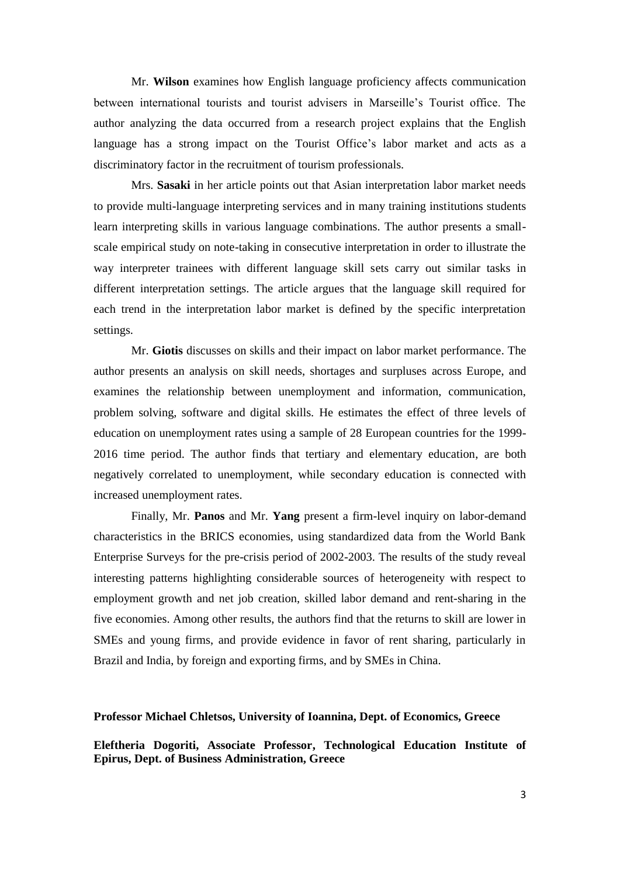Mr. **Wilson** examines how English language proficiency affects communication between international tourists and tourist advisers in Marseille's Tourist office. The author analyzing the data occurred from a research project explains that the English language has a strong impact on the Tourist Office's labor market and acts as a discriminatory factor in the recruitment of tourism professionals.

Mrs. **Sasaki** in her article points out that Asian interpretation labor market needs to provide multi-language interpreting services and in many training institutions students learn interpreting skills in various language combinations. The author presents a small-scale empirical study on note-taking in consecutive interpretation in order to illustrate the way interpreter trainees with different language skill sets carry out similar tasks in different interpretation settings. The article argues that the language skill required for each trend in the interpretation labor market is defined by the specific interpretation settings.

Mr. **Giotis** discusses on skills and their impact on labor market performance. The author presents an analysis on skill needs, shortages and surpluses across Europe, and examines the relationship between unemployment and information, communication, problem solving, software and digital skills. He estimates the effect of three levels of education on unemployment rates using a sample of 28 European countries for the 1999-2016 time period. The author finds that tertiary and elementary education, are both negatively correlated to unemployment, while secondary education is connected with increased unemployment rates.

Finally, Mr. **Panos** and Mr. **Yang** present a firm-level inquiry on labor-demand characteristics in the BRICS economies, using standardized data from the World Bank Enterprise Surveys for the pre-crisis period of 2002-2003. The results of the study reveal interesting patterns highlighting considerable sources of heterogeneity with respect to employment growth and net job creation, skilled labor demand and rent-sharing in the five economies. Among other results, the authors find that the returns to skill are lower in SMEs and young firms, and provide evidence in favor of rent sharing, particularly in Brazil and India, by foreign and exporting firms, and by SMEs in China.

**Professor Michael Chletsos, University of Ioannina, Dept. of Economics, Greece**

**Eleftheria Dogoriti, Associate Professor, Technological Education Institute of Epirus, Dept. of Business Administration, Greece**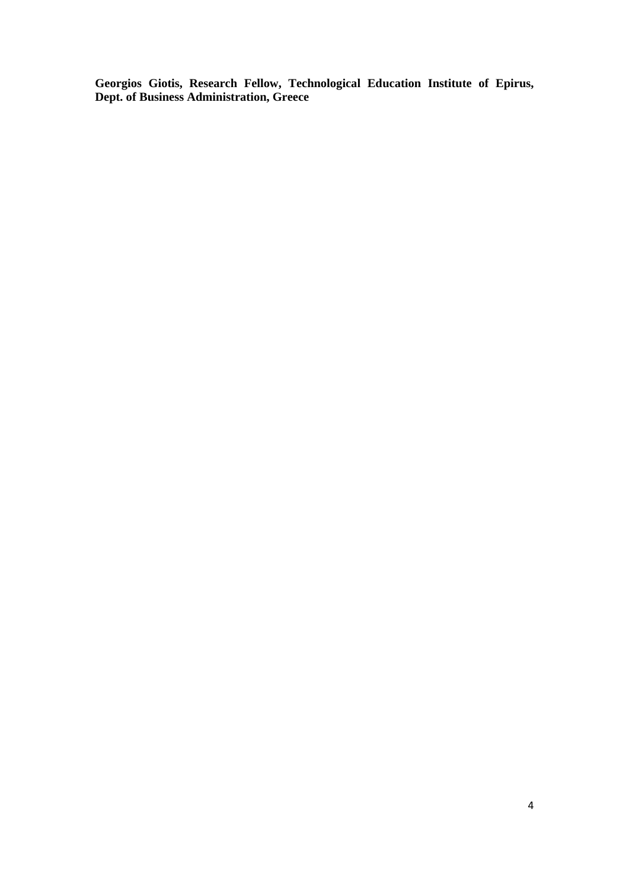**Georgios Giotis, Research Fellow, Technological Education Institute of Epirus, Dept. of Business Administration, Greece**